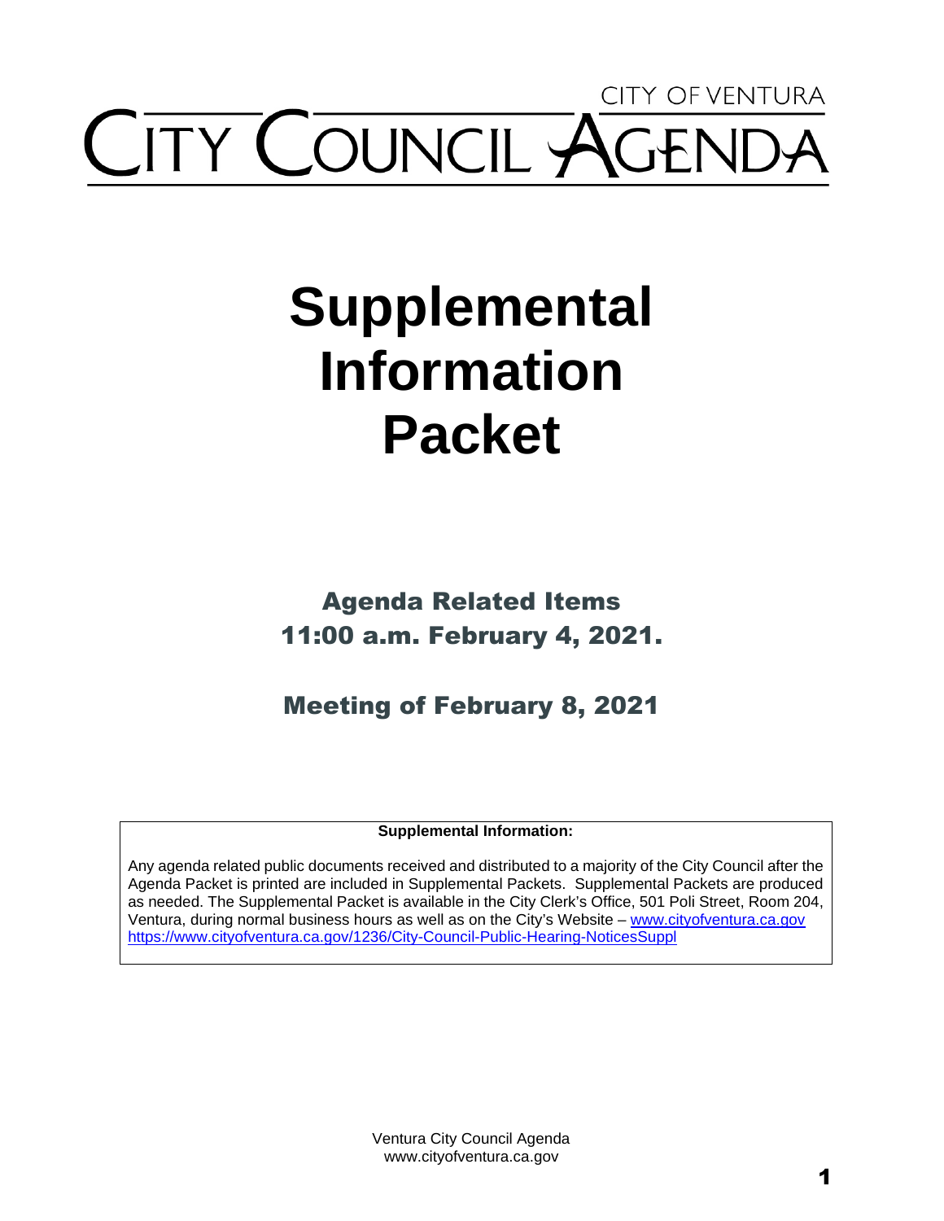CITY OF VENTURA

# CITY COUNCIL AGENDA

# Supplemental Information Packet

## Agenda Related Items
## 11:00 a.m. February 4, 2021.

## Meeting of February 8, 2021

**Supplemental Information:**

Any agenda related public documents received and distributed to a majority of the City Council after the Agenda Packet is printed are included in Supplemental Packets. Supplemental Packets are produced as needed. The Supplemental Packet is available in the City Clerk's Office, 501 Poli Street, Room 204, Ventura, during normal business hours as well as on the City's Website – www.cityofventura.ca.gov https://www.cityofventura.ca.gov/1236/City-Council-Public-Hearing-NoticesSuppl

Ventura City Council Agenda
www.cityofventura.ca.gov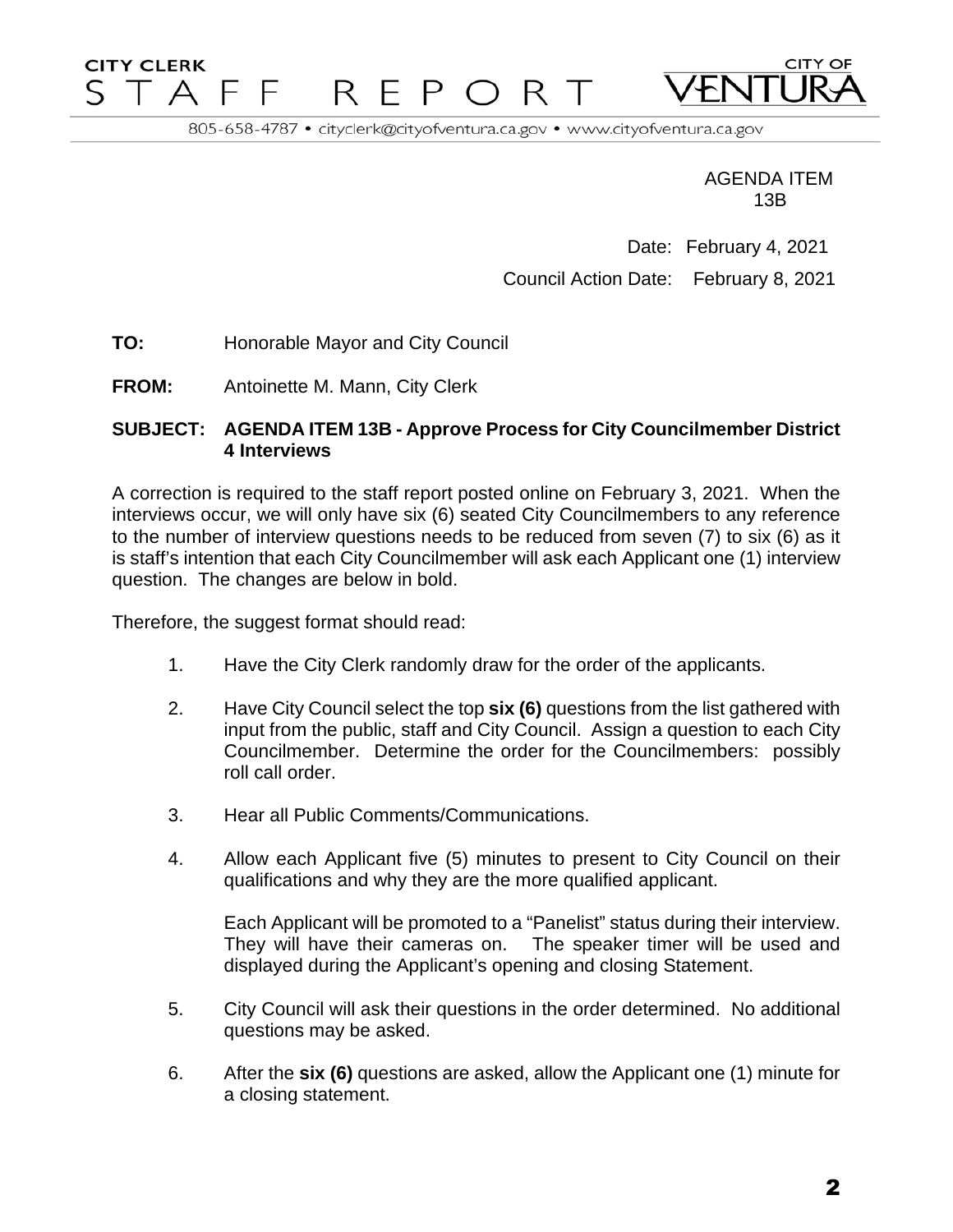CITY CLERK
STAFF REPORT

CITY OF VENTURA

805-658-4787 • cityclerk@cityofventura.ca.gov • www.cityofventura.ca.gov

AGENDA ITEM
13B

Date: February 4, 2021

Council Action Date: February 8, 2021

**TO:** Honorable Mayor and City Council

**FROM:** Antoinette M. Mann, City Clerk

**SUBJECT: AGENDA ITEM 13B - Approve Process for City Councilmember District 4 Interviews**

A correction is required to the staff report posted online on February 3, 2021. When the interviews occur, we will only have six (6) seated City Councilmembers to any reference to the number of interview questions needs to be reduced from seven (7) to six (6) as it is staff's intention that each City Councilmember will ask each Applicant one (1) interview question. The changes are below in bold.

Therefore, the suggest format should read:

1. Have the City Clerk randomly draw for the order of the applicants.

2. Have City Council select the top **six (6)** questions from the list gathered with input from the public, staff and City Council. Assign a question to each City Councilmember. Determine the order for the Councilmembers: possibly roll call order.

3. Hear all Public Comments/Communications.

4. Allow each Applicant five (5) minutes to present to City Council on their qualifications and why they are the more qualified applicant.

   Each Applicant will be promoted to a "Panelist" status during their interview. They will have their cameras on. The speaker timer will be used and displayed during the Applicant's opening and closing Statement.

5. City Council will ask their questions in the order determined. No additional questions may be asked.

6. After the **six (6)** questions are asked, allow the Applicant one (1) minute for a closing statement.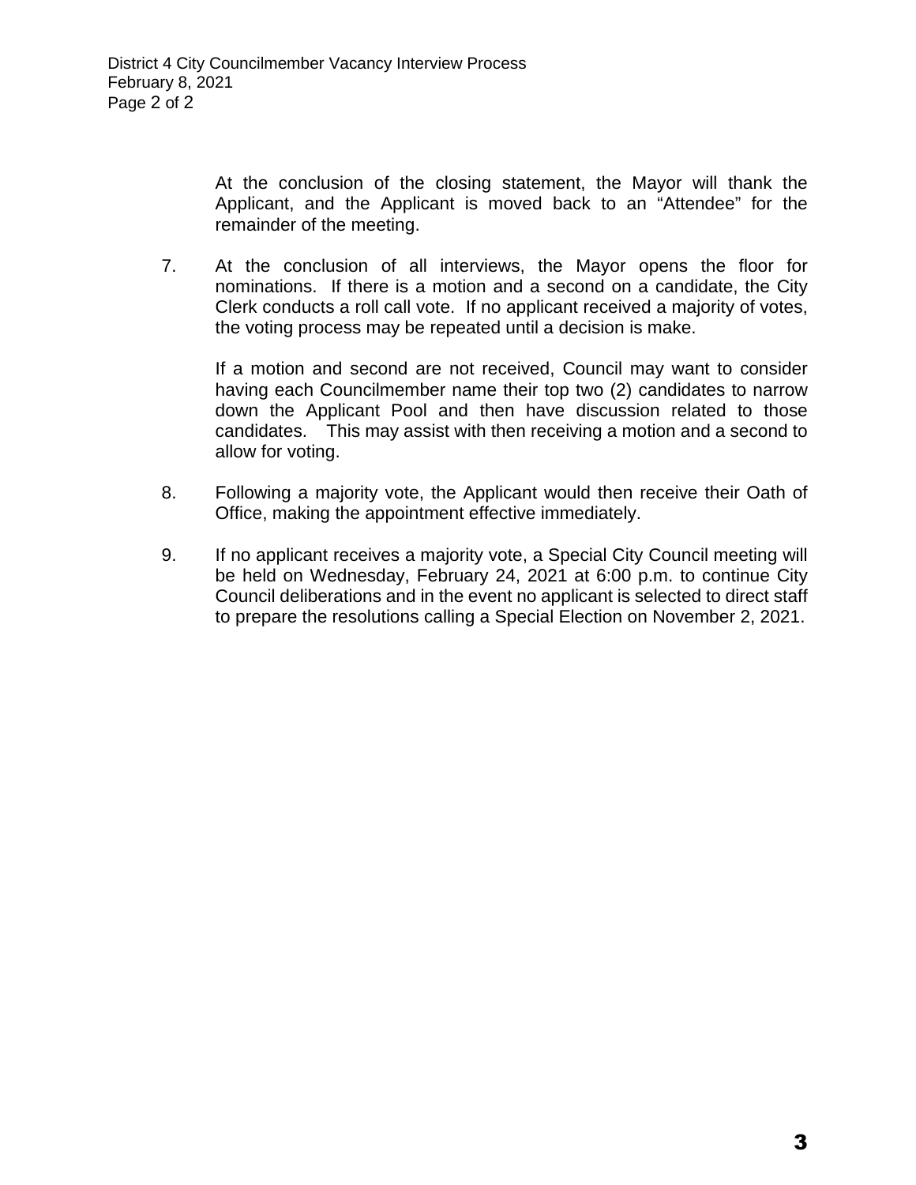At the conclusion of the closing statement, the Mayor will thank the Applicant, and the Applicant is moved back to an "Attendee" for the remainder of the meeting.

7. At the conclusion of all interviews, the Mayor opens the floor for nominations. If there is a motion and a second on a candidate, the City Clerk conducts a roll call vote. If no applicant received a majority of votes, the voting process may be repeated until a decision is make.

   If a motion and second are not received, Council may want to consider having each Councilmember name their top two (2) candidates to narrow down the Applicant Pool and then have discussion related to those candidates. This may assist with then receiving a motion and a second to allow for voting.

8. Following a majority vote, the Applicant would then receive their Oath of Office, making the appointment effective immediately.

9. If no applicant receives a majority vote, a Special City Council meeting will be held on Wednesday, February 24, 2021 at 6:00 p.m. to continue City Council deliberations and in the event no applicant is selected to direct staff to prepare the resolutions calling a Special Election on November 2, 2021.